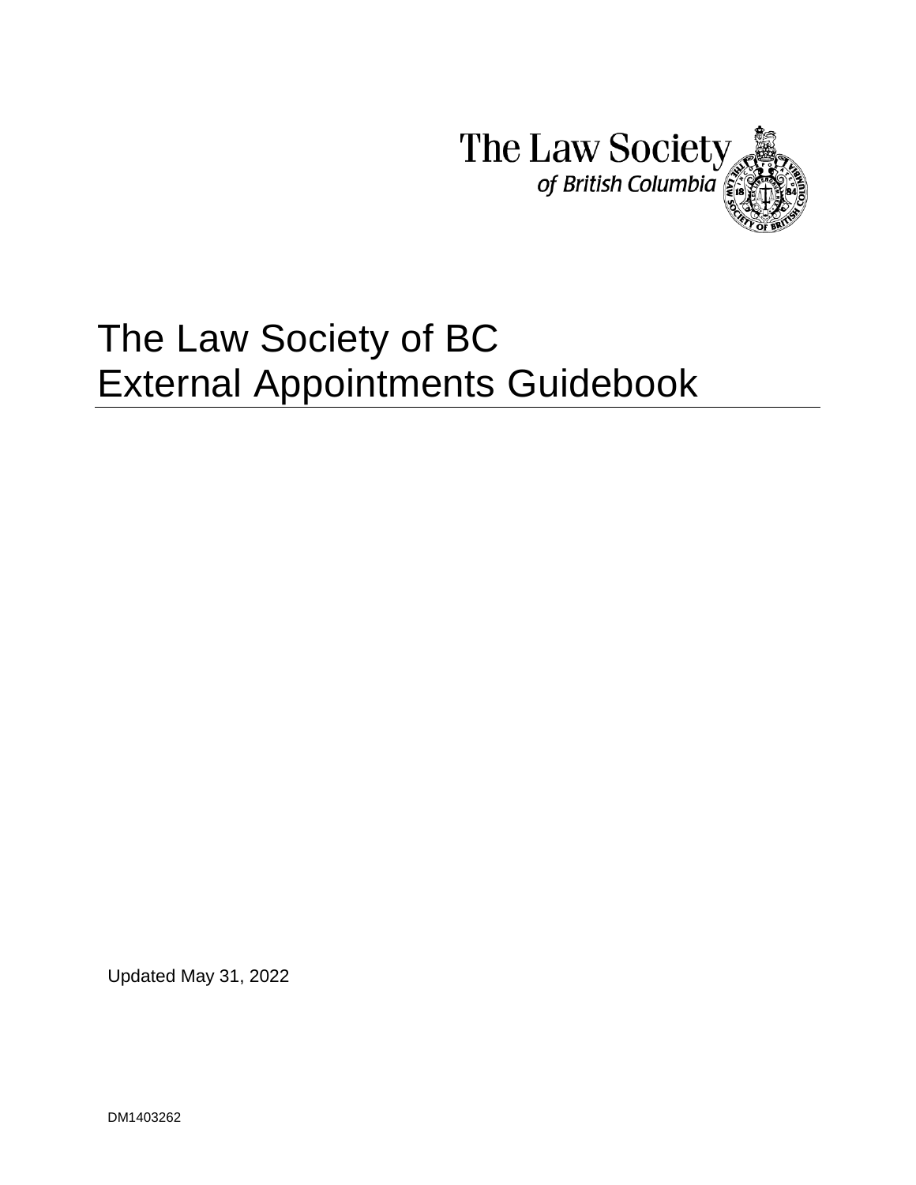The Law Society of British Columbia

# The Law Society of BC External Appointments Guidebook

Updated May 31, 2022

DM1403262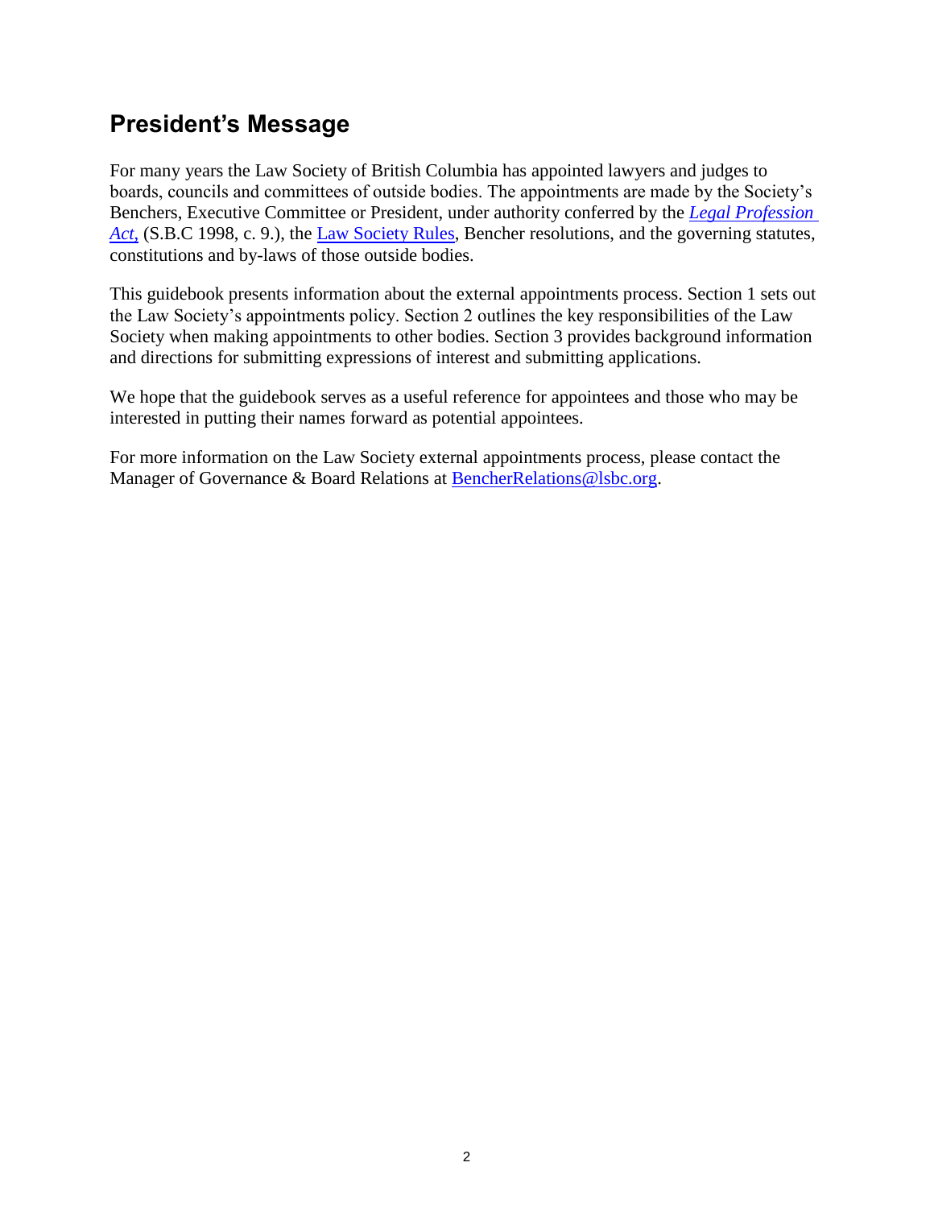## President's Message

For many years the Law Society of British Columbia has appointed lawyers and judges to boards, councils and committees of outside bodies. The appointments are made by the Society's Benchers, Executive Committee or President, under authority conferred by the *Legal Profession Act*, (S.B.C 1998, c. 9.), the Law Society Rules, Bencher resolutions, and the governing statutes, constitutions and by-laws of those outside bodies.

This guidebook presents information about the external appointments process. Section 1 sets out the Law Society's appointments policy. Section 2 outlines the key responsibilities of the Law Society when making appointments to other bodies. Section 3 provides background information and directions for submitting expressions of interest and submitting applications.

We hope that the guidebook serves as a useful reference for appointees and those who may be interested in putting their names forward as potential appointees.

For more information on the Law Society external appointments process, please contact the Manager of Governance & Board Relations at BencherRelations@lsbc.org.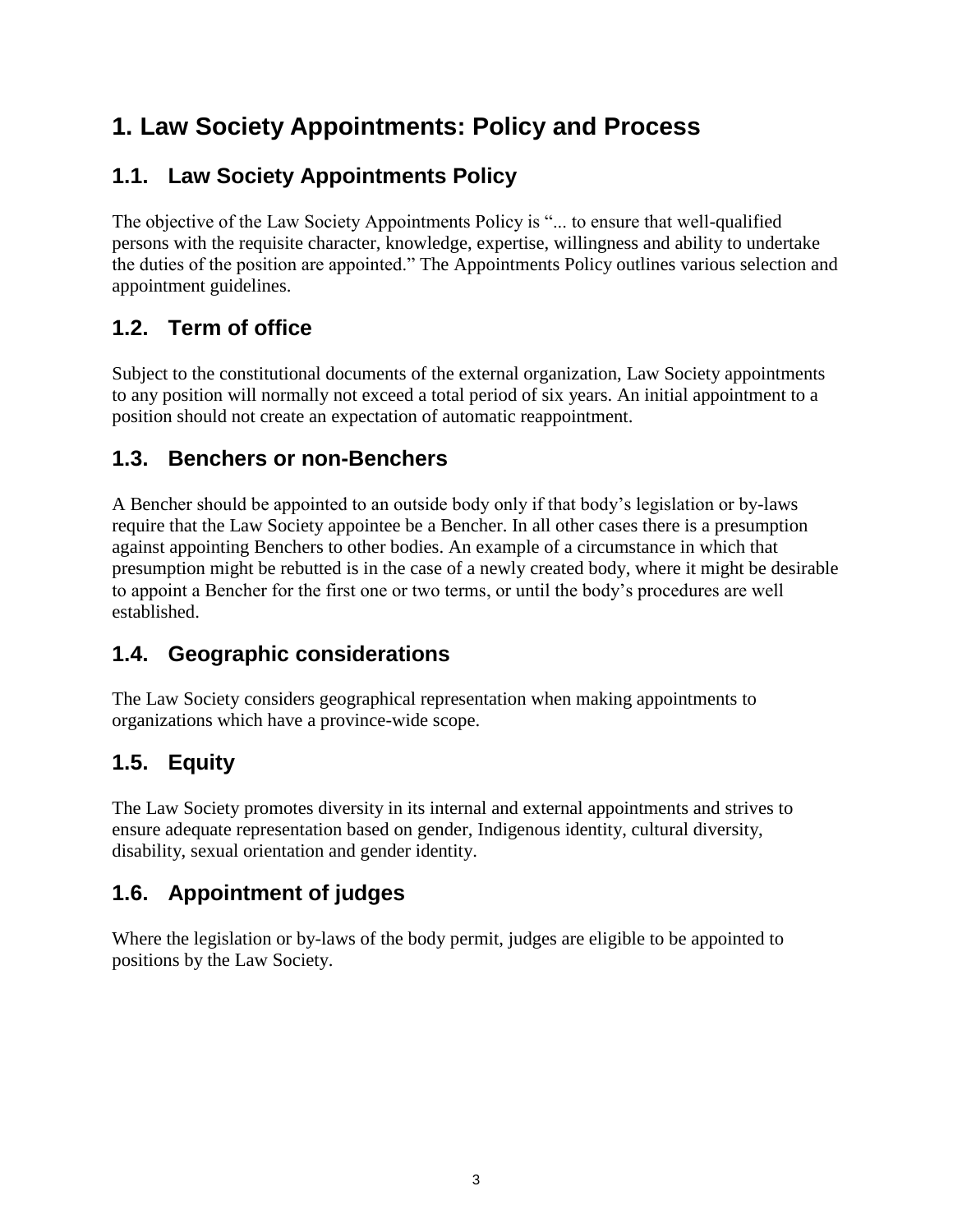# 1. Law Society Appointments: Policy and Process

## 1.1. Law Society Appointments Policy

The objective of the Law Society Appointments Policy is "... to ensure that well-qualified persons with the requisite character, knowledge, expertise, willingness and ability to undertake the duties of the position are appointed." The Appointments Policy outlines various selection and appointment guidelines.

## 1.2. Term of office

Subject to the constitutional documents of the external organization, Law Society appointments to any position will normally not exceed a total period of six years. An initial appointment to a position should not create an expectation of automatic reappointment.

## 1.3. Benchers or non-Benchers

A Bencher should be appointed to an outside body only if that body's legislation or by-laws require that the Law Society appointee be a Bencher. In all other cases there is a presumption against appointing Benchers to other bodies. An example of a circumstance in which that presumption might be rebutted is in the case of a newly created body, where it might be desirable to appoint a Bencher for the first one or two terms, or until the body's procedures are well established.

## 1.4. Geographic considerations

The Law Society considers geographical representation when making appointments to organizations which have a province-wide scope.

## 1.5. Equity

The Law Society promotes diversity in its internal and external appointments and strives to ensure adequate representation based on gender, Indigenous identity, cultural diversity, disability, sexual orientation and gender identity.

## 1.6. Appointment of judges

Where the legislation or by-laws of the body permit, judges are eligible to be appointed to positions by the Law Society.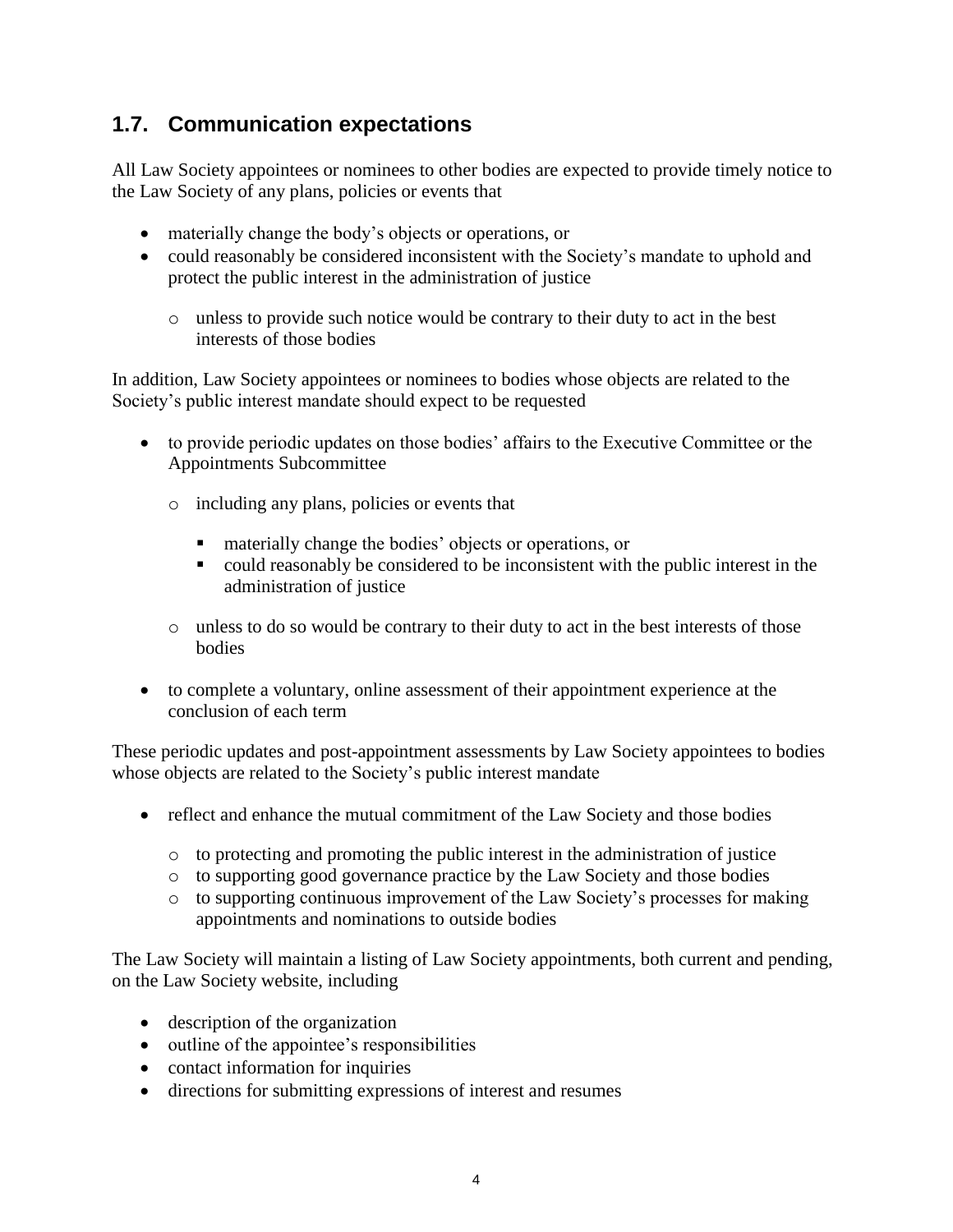## 1.7. Communication expectations

All Law Society appointees or nominees to other bodies are expected to provide timely notice to the Law Society of any plans, policies or events that

- materially change the body's objects or operations, or
- could reasonably be considered inconsistent with the Society's mandate to uphold and protect the public interest in the administration of justice
  - unless to provide such notice would be contrary to their duty to act in the best interests of those bodies

In addition, Law Society appointees or nominees to bodies whose objects are related to the Society's public interest mandate should expect to be requested

- to provide periodic updates on those bodies' affairs to the Executive Committee or the Appointments Subcommittee
  - including any plans, policies or events that
    - materially change the bodies' objects or operations, or
    - could reasonably be considered to be inconsistent with the public interest in the administration of justice
  - unless to do so would be contrary to their duty to act in the best interests of those bodies
- to complete a voluntary, online assessment of their appointment experience at the conclusion of each term

These periodic updates and post-appointment assessments by Law Society appointees to bodies whose objects are related to the Society's public interest mandate

- reflect and enhance the mutual commitment of the Law Society and those bodies
  - to protecting and promoting the public interest in the administration of justice
  - to supporting good governance practice by the Law Society and those bodies
  - to supporting continuous improvement of the Law Society's processes for making appointments and nominations to outside bodies

The Law Society will maintain a listing of Law Society appointments, both current and pending, on the Law Society website, including

- description of the organization
- outline of the appointee's responsibilities
- contact information for inquiries
- directions for submitting expressions of interest and resumes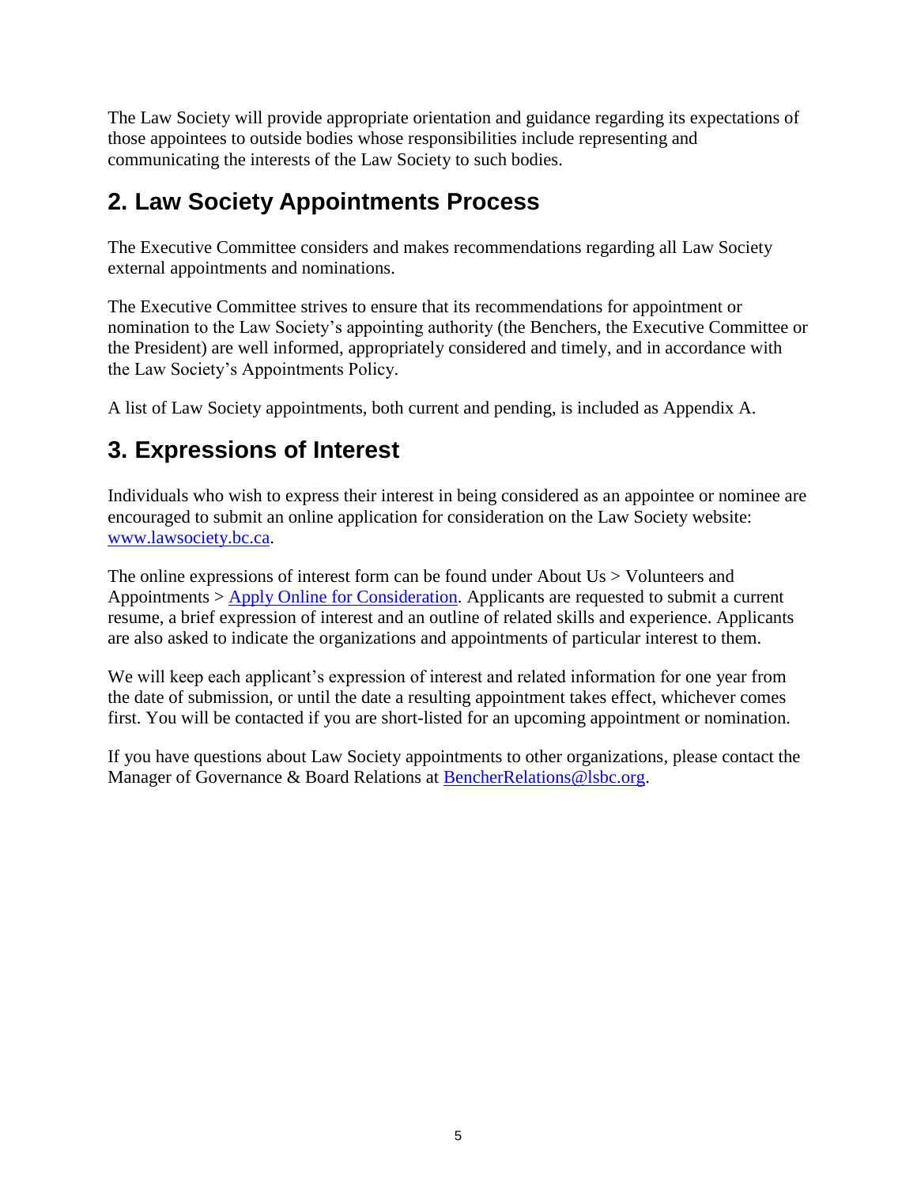The Law Society will provide appropriate orientation and guidance regarding its expectations of those appointees to outside bodies whose responsibilities include representing and communicating the interests of the Law Society to such bodies.

## 2. Law Society Appointments Process

The Executive Committee considers and makes recommendations regarding all Law Society external appointments and nominations.

The Executive Committee strives to ensure that its recommendations for appointment or nomination to the Law Society's appointing authority (the Benchers, the Executive Committee or the President) are well informed, appropriately considered and timely, and in accordance with the Law Society's Appointments Policy.

A list of Law Society appointments, both current and pending, is included as Appendix A.

## 3. Expressions of Interest

Individuals who wish to express their interest in being considered as an appointee or nominee are encouraged to submit an online application for consideration on the Law Society website: [www.lawsociety.bc.ca](http://www.lawsociety.bc.ca).

The online expressions of interest form can be found under About Us > Volunteers and Appointments > [Apply Online for Consideration](). Applicants are requested to submit a current resume, a brief expression of interest and an outline of related skills and experience. Applicants are also asked to indicate the organizations and appointments of particular interest to them.

We will keep each applicant's expression of interest and related information for one year from the date of submission, or until the date a resulting appointment takes effect, whichever comes first. You will be contacted if you are short-listed for an upcoming appointment or nomination.

If you have questions about Law Society appointments to other organizations, please contact the Manager of Governance & Board Relations at [BencherRelations@lsbc.org](mailto:BencherRelations@lsbc.org).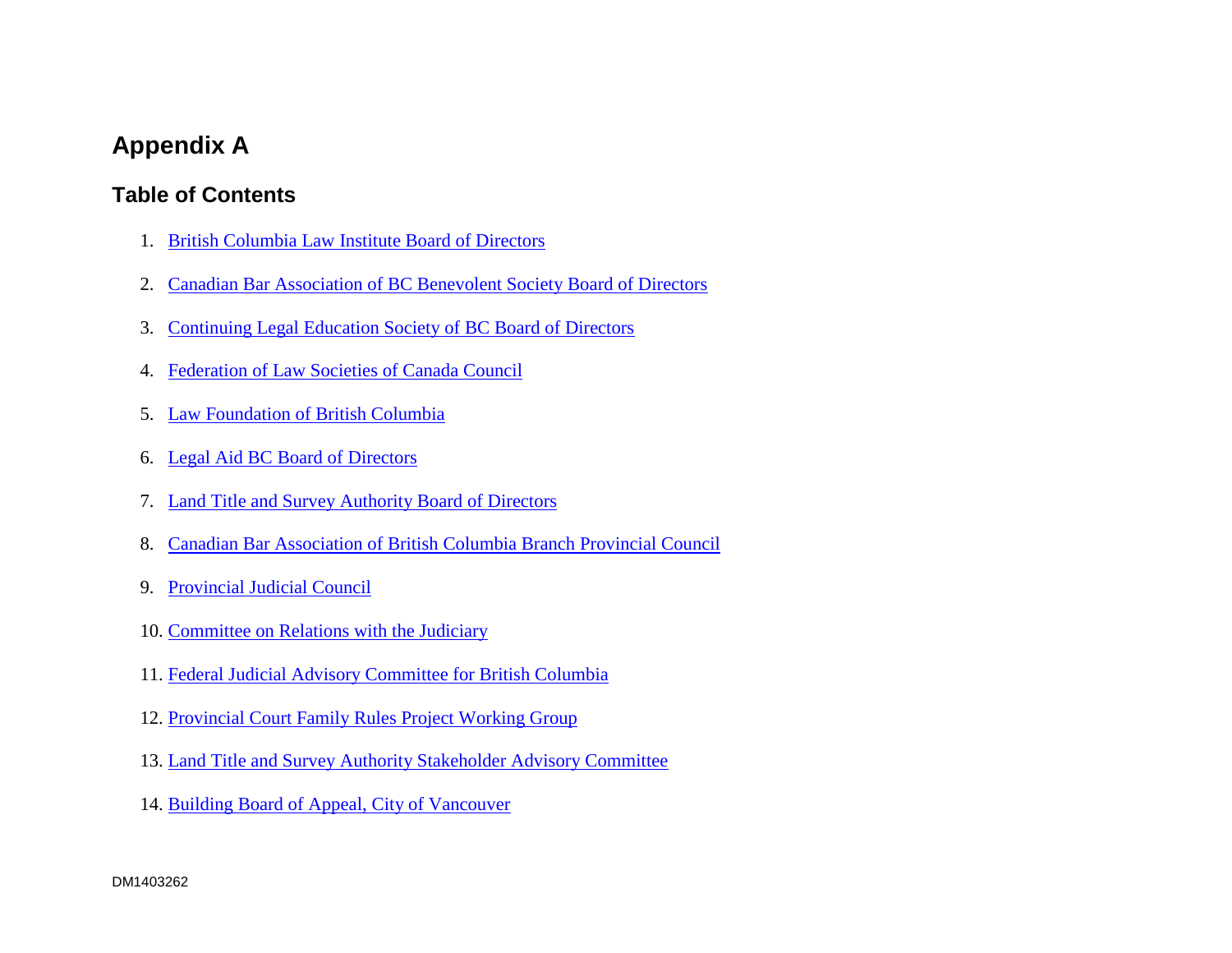# Appendix A

## Table of Contents

1. British Columbia Law Institute Board of Directors
2. Canadian Bar Association of BC Benevolent Society Board of Directors
3. Continuing Legal Education Society of BC Board of Directors
4. Federation of Law Societies of Canada Council
5. Law Foundation of British Columbia
6. Legal Aid BC Board of Directors
7. Land Title and Survey Authority Board of Directors
8. Canadian Bar Association of British Columbia Branch Provincial Council
9. Provincial Judicial Council
10. Committee on Relations with the Judiciary
11. Federal Judicial Advisory Committee for British Columbia
12. Provincial Court Family Rules Project Working Group
13. Land Title and Survey Authority Stakeholder Advisory Committee
14. Building Board of Appeal, City of Vancouver

DM1403262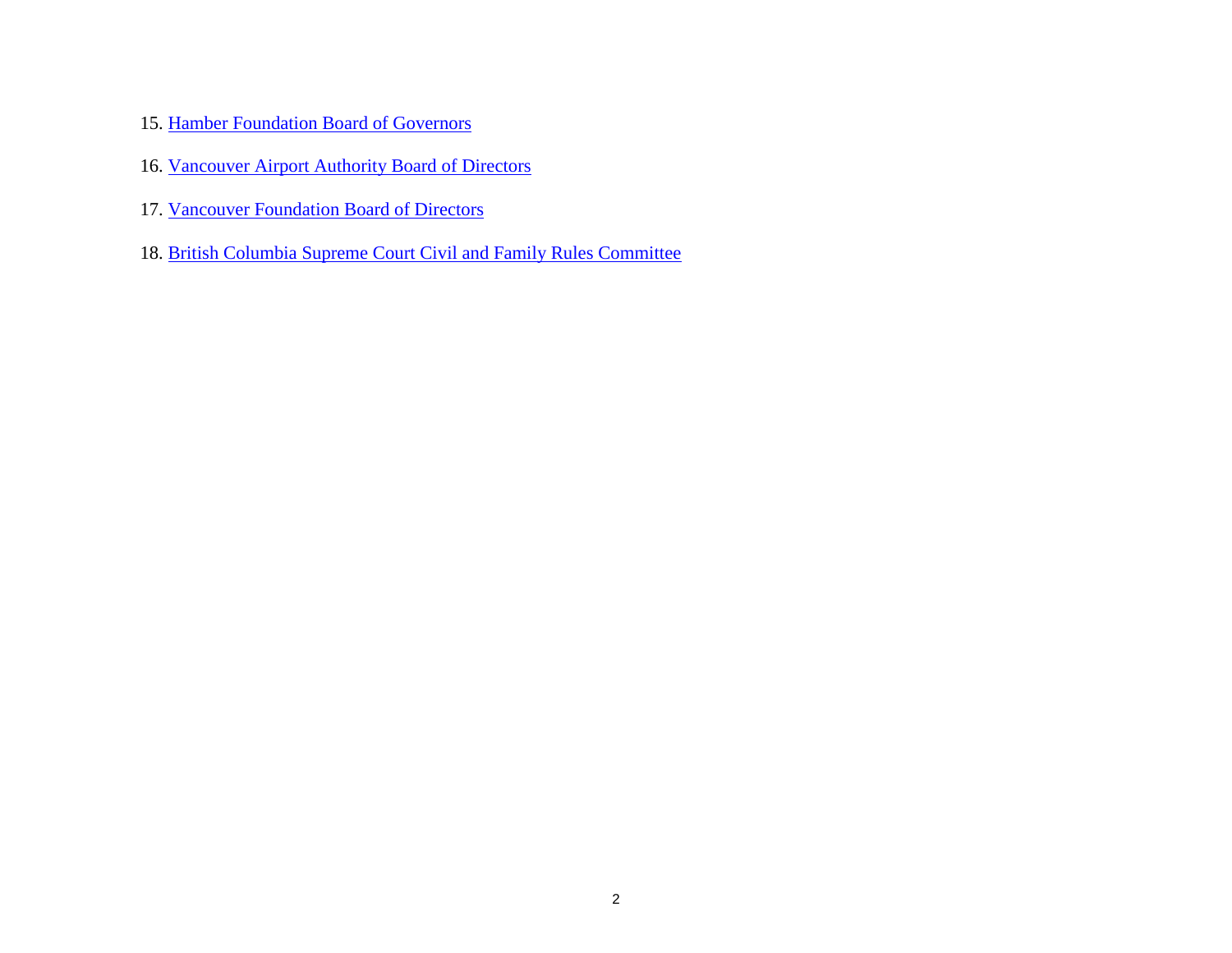15. Hamber Foundation Board of Governors

16. Vancouver Airport Authority Board of Directors

17. Vancouver Foundation Board of Directors

18. British Columbia Supreme Court Civil and Family Rules Committee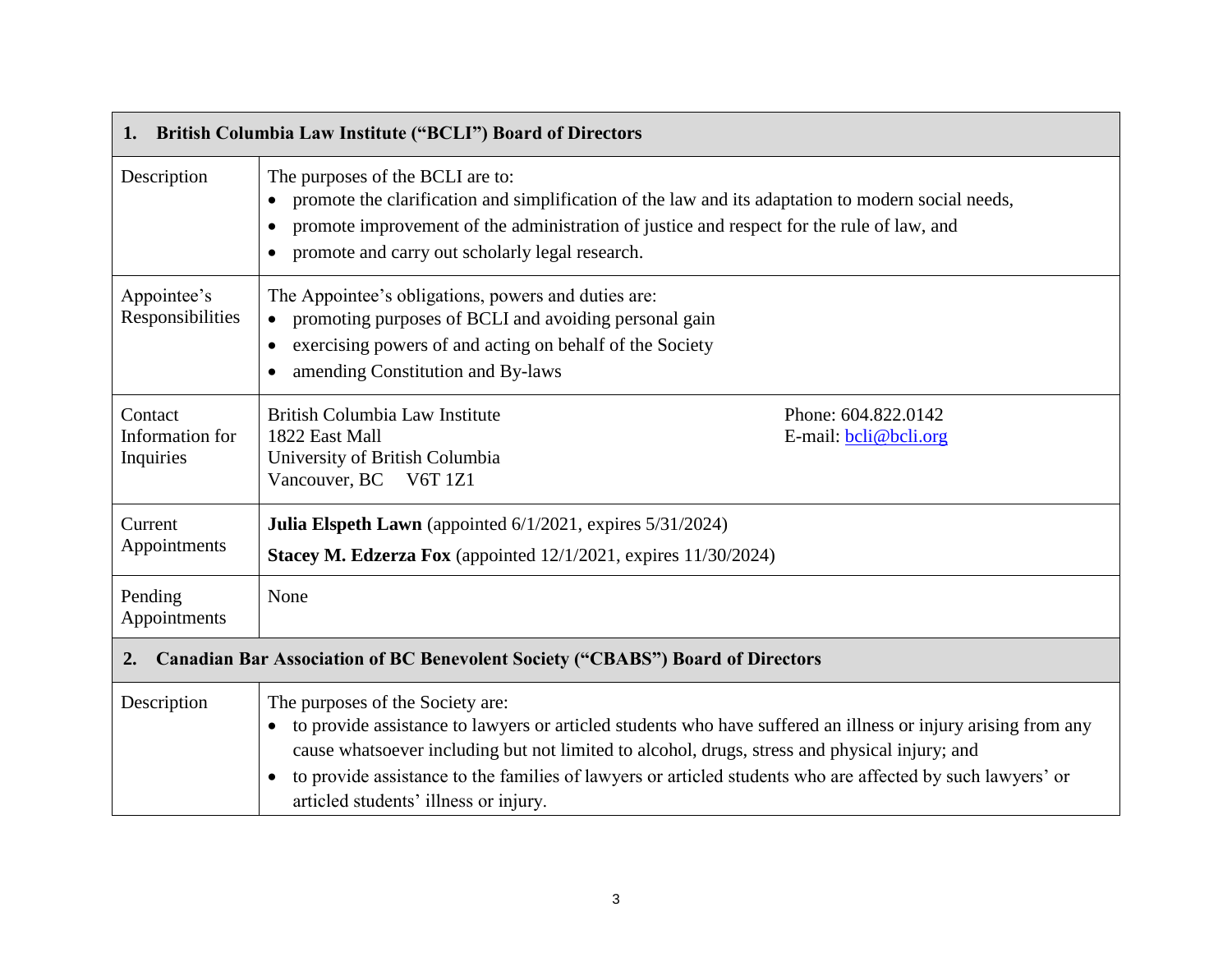| 1. British Columbia Law Institute ("BCLI") Board of Directors | |
|---|---|
| Description | The purposes of the BCLI are to:<br>• promote the clarification and simplification of the law and its adaptation to modern social needs,<br>• promote improvement of the administration of justice and respect for the rule of law, and<br>• promote and carry out scholarly legal research. |
| Appointee's Responsibilities | The Appointee's obligations, powers and duties are:<br>• promoting purposes of BCLI and avoiding personal gain<br>• exercising powers of and acting on behalf of the Society<br>• amending Constitution and By-laws |
| Contact Information for Inquiries | British Columbia Law Institute<br>1822 East Mall<br>University of British Columbia<br>Vancouver, BC V6T 1Z1<br>Phone: 604.822.0142<br>E-mail: bcli@bcli.org |
| Current Appointments | **Julia Elspeth Lawn** (appointed 6/1/2021, expires 5/31/2024)<br>**Stacey M. Edzerza Fox** (appointed 12/1/2021, expires 11/30/2024) |
| Pending Appointments | None |
| **2. Canadian Bar Association of BC Benevolent Society ("CBABS") Board of Directors** | |
| Description | The purposes of the Society are:<br>• to provide assistance to lawyers or articled students who have suffered an illness or injury arising from any cause whatsoever including but not limited to alcohol, drugs, stress and physical injury; and<br>• to provide assistance to the families of lawyers or articled students who are affected by such lawyers' or articled students' illness or injury. |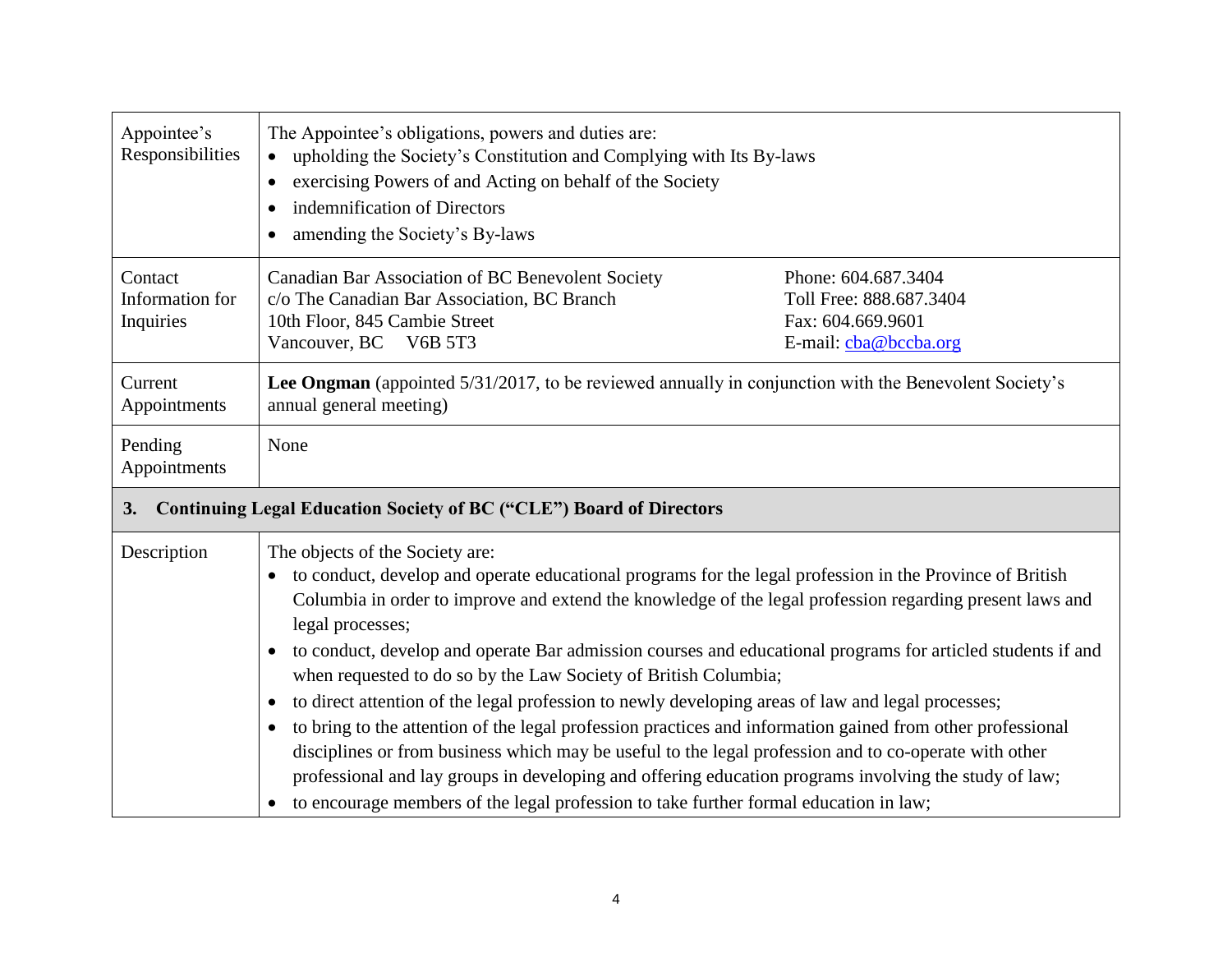| | |
|---|---|
| Appointee's Responsibilities | The Appointee's obligations, powers and duties are:<br>• upholding the Society's Constitution and Complying with Its By-laws<br>• exercising Powers of and Acting on behalf of the Society<br>• indemnification of Directors<br>• amending the Society's By-laws |
| Contact Information for Inquiries | Canadian Bar Association of BC Benevolent Society<br>c/o The Canadian Bar Association, BC Branch<br>10th Floor, 845 Cambie Street<br>Vancouver, BC V6B 5T3<br><br>Phone: 604.687.3404<br>Toll Free: 888.687.3404<br>Fax: 604.669.9601<br>E-mail: cba@bccba.org |
| Current Appointments | **Lee Ongman** (appointed 5/31/2017, to be reviewed annually in conjunction with the Benevolent Society's annual general meeting) |
| Pending Appointments | None |

## 3. Continuing Legal Education Society of BC ("CLE") Board of Directors

| | |
|---|---|
| Description | The objects of the Society are:<br>• to conduct, develop and operate educational programs for the legal profession in the Province of British Columbia in order to improve and extend the knowledge of the legal profession regarding present laws and legal processes;<br>• to conduct, develop and operate Bar admission courses and educational programs for articled students if and when requested to do so by the Law Society of British Columbia;<br>• to direct attention of the legal profession to newly developing areas of law and legal processes;<br>• to bring to the attention of the legal profession practices and information gained from other professional disciplines or from business which may be useful to the legal profession and to co-operate with other professional and lay groups in developing and offering education programs involving the study of law;<br>• to encourage members of the legal profession to take further formal education in law; |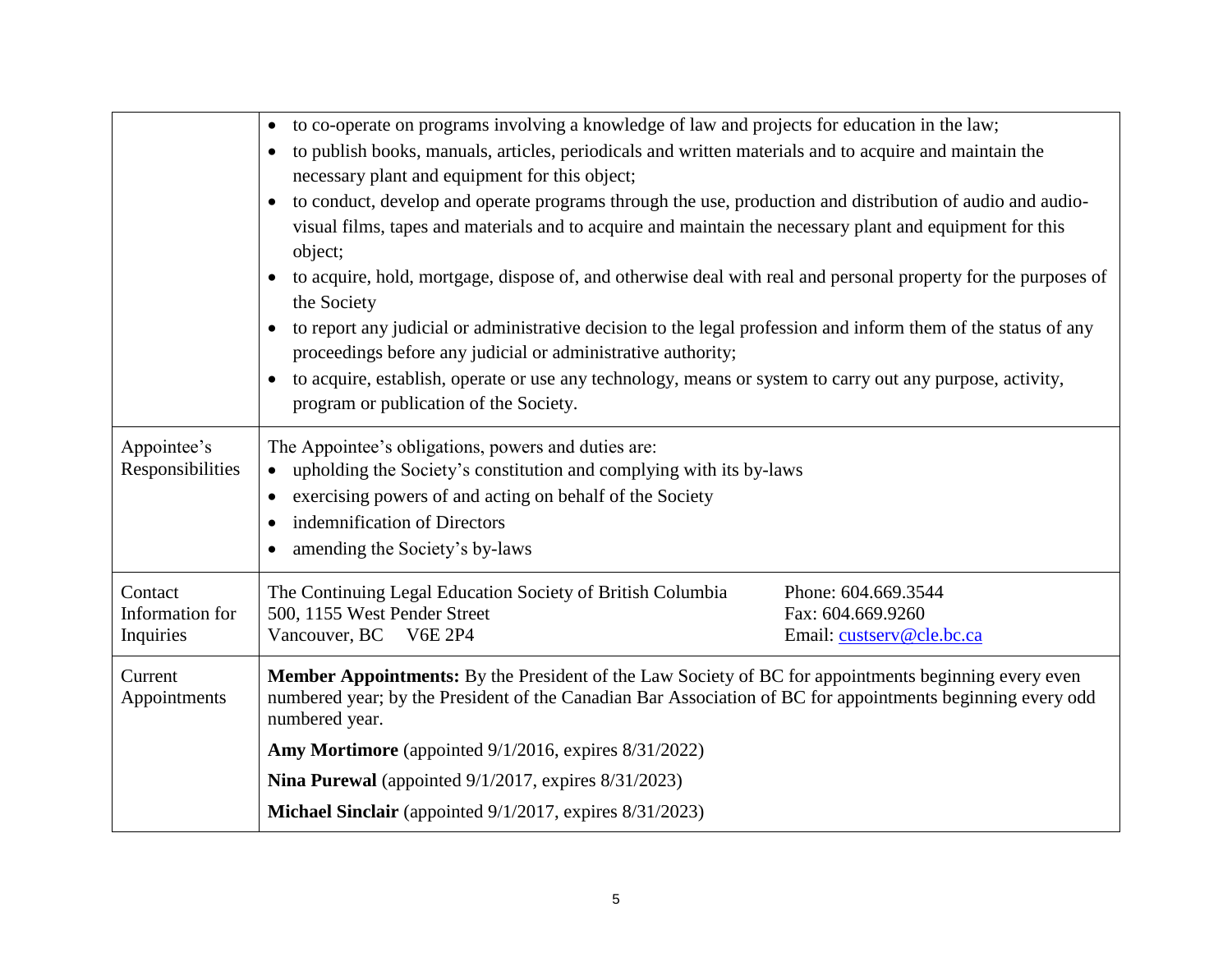| | |
|---|---|
| | • to co-operate on programs involving a knowledge of law and projects for education in the law;<br>• to publish books, manuals, articles, periodicals and written materials and to acquire and maintain the necessary plant and equipment for this object;<br>• to conduct, develop and operate programs through the use, production and distribution of audio and audio-visual films, tapes and materials and to acquire and maintain the necessary plant and equipment for this object;<br>• to acquire, hold, mortgage, dispose of, and otherwise deal with real and personal property for the purposes of the Society<br>• to report any judicial or administrative decision to the legal profession and inform them of the status of any proceedings before any judicial or administrative authority;<br>• to acquire, establish, operate or use any technology, means or system to carry out any purpose, activity, program or publication of the Society. |
| Appointee's Responsibilities | The Appointee's obligations, powers and duties are:<br>• upholding the Society's constitution and complying with its by-laws<br>• exercising powers of and acting on behalf of the Society<br>• indemnification of Directors<br>• amending the Society's by-laws |
| Contact Information for Inquiries | The Continuing Legal Education Society of British Columbia<br>500, 1155 West Pender Street<br>Vancouver, BC V6E 2P4<br>Phone: 604.669.3544<br>Fax: 604.669.9260<br>Email: custserv@cle.bc.ca |
| Current Appointments | **Member Appointments:** By the President of the Law Society of BC for appointments beginning every even numbered year; by the President of the Canadian Bar Association of BC for appointments beginning every odd numbered year.<br>**Amy Mortimore** (appointed 9/1/2016, expires 8/31/2022)<br>**Nina Purewal** (appointed 9/1/2017, expires 8/31/2023)<br>**Michael Sinclair** (appointed 9/1/2017, expires 8/31/2023) |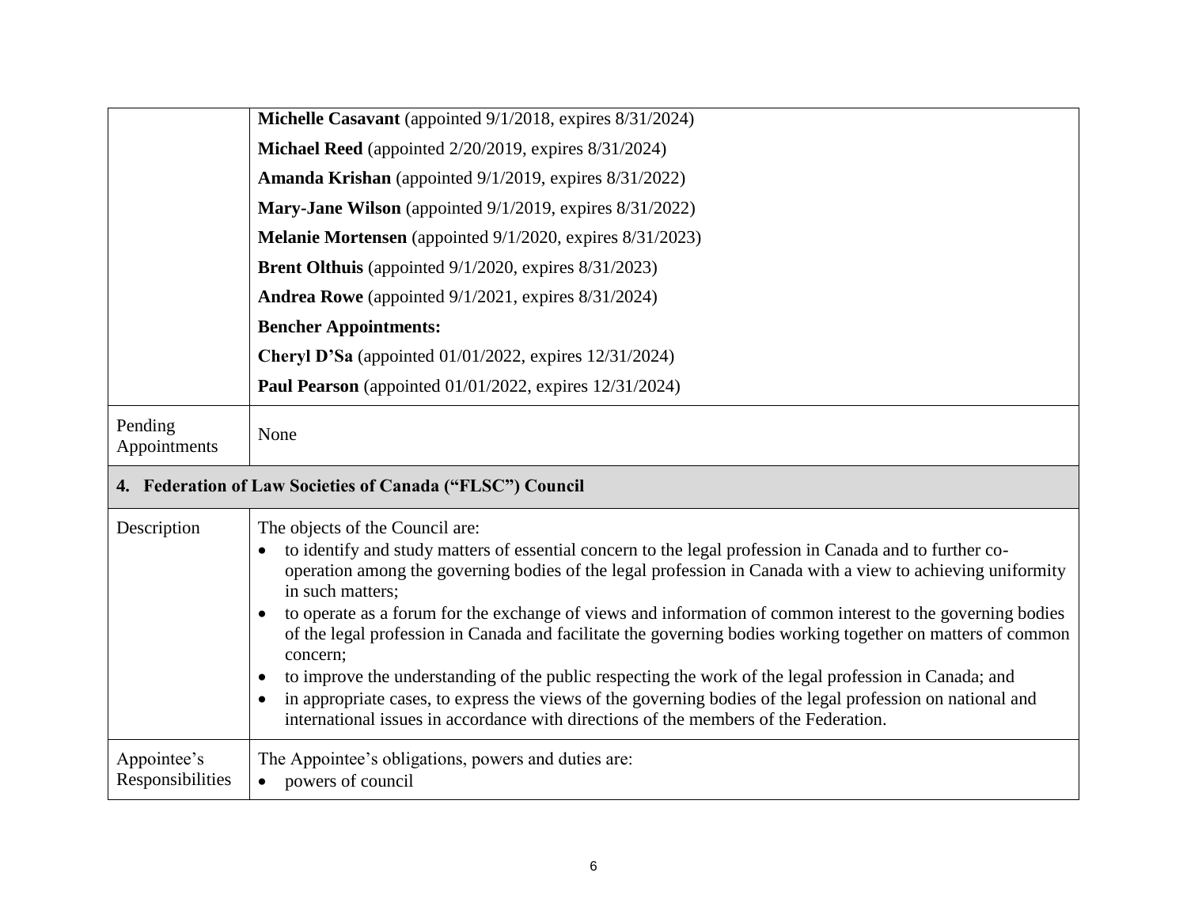| | |
|---|---|
| | **Michelle Casavant** (appointed 9/1/2018, expires 8/31/2024)<br>**Michael Reed** (appointed 2/20/2019, expires 8/31/2024)<br>**Amanda Krishan** (appointed 9/1/2019, expires 8/31/2022)<br>**Mary-Jane Wilson** (appointed 9/1/2019, expires 8/31/2022)<br>**Melanie Mortensen** (appointed 9/1/2020, expires 8/31/2023)<br>**Brent Olthuis** (appointed 9/1/2020, expires 8/31/2023)<br>**Andrea Rowe** (appointed 9/1/2021, expires 8/31/2024)<br>**Bencher Appointments:**<br>**Cheryl D'Sa** (appointed 01/01/2022, expires 12/31/2024)<br>**Paul Pearson** (appointed 01/01/2022, expires 12/31/2024) |
| Pending Appointments | None |
| **4. Federation of Law Societies of Canada ("FLSC") Council** | |
| Description | The objects of the Council are:<br>• to identify and study matters of essential concern to the legal profession in Canada and to further co-operation among the governing bodies of the legal profession in Canada with a view to achieving uniformity in such matters;<br>• to operate as a forum for the exchange of views and information of common interest to the governing bodies of the legal profession in Canada and facilitate the governing bodies working together on matters of common concern;<br>• to improve the understanding of the public respecting the work of the legal profession in Canada; and<br>• in appropriate cases, to express the views of the governing bodies of the legal profession on national and international issues in accordance with directions of the members of the Federation. |
| Appointee's Responsibilities | The Appointee's obligations, powers and duties are:<br>• powers of council |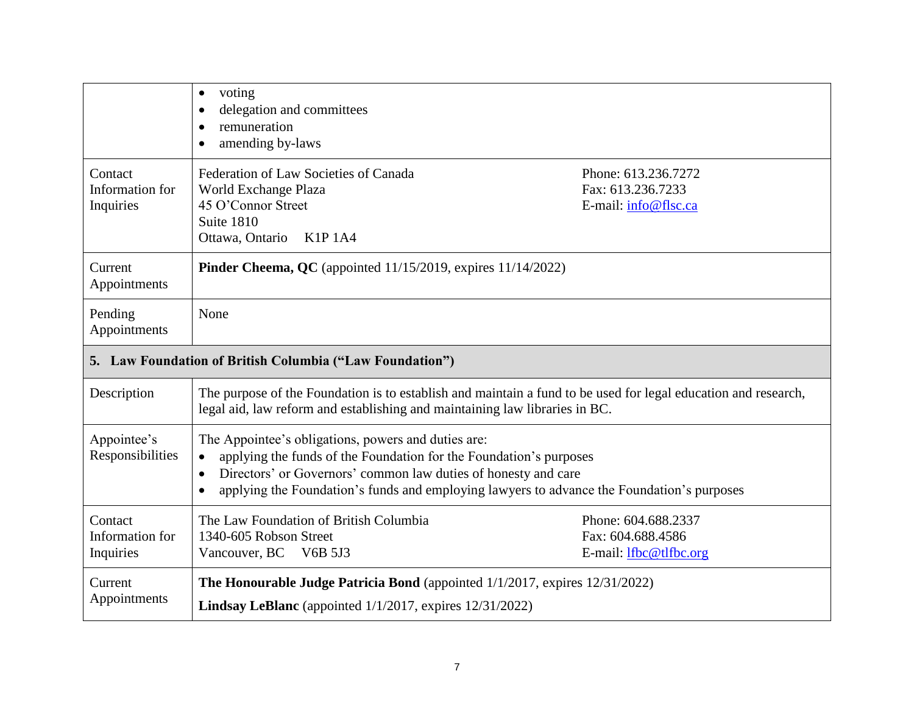| | | |
|---|---|---|
| | • voting<br>• delegation and committees<br>• remuneration<br>• amending by-laws | |
| Contact Information for Inquiries | Federation of Law Societies of Canada<br>World Exchange Plaza<br>45 O'Connor Street<br>Suite 1810<br>Ottawa, Ontario K1P 1A4 | Phone: 613.236.7272<br>Fax: 613.236.7233<br>E-mail: info@flsc.ca |
| Current Appointments | **Pinder Cheema, QC** (appointed 11/15/2019, expires 11/14/2022) | |
| Pending Appointments | None | |
| **5. Law Foundation of British Columbia ("Law Foundation")** | | |
| Description | The purpose of the Foundation is to establish and maintain a fund to be used for legal education and research, legal aid, law reform and establishing and maintaining law libraries in BC. | |
| Appointee's Responsibilities | The Appointee's obligations, powers and duties are:<br>• applying the funds of the Foundation for the Foundation's purposes<br>• Directors' or Governors' common law duties of honesty and care<br>• applying the Foundation's funds and employing lawyers to advance the Foundation's purposes | |
| Contact Information for Inquiries | The Law Foundation of British Columbia<br>1340-605 Robson Street<br>Vancouver, BC V6B 5J3 | Phone: 604.688.2337<br>Fax: 604.688.4586<br>E-mail: lfbc@tlfbc.org |
| Current Appointments | **The Honourable Judge Patricia Bond** (appointed 1/1/2017, expires 12/31/2022)<br>**Lindsay LeBlanc** (appointed 1/1/2017, expires 12/31/2022) | |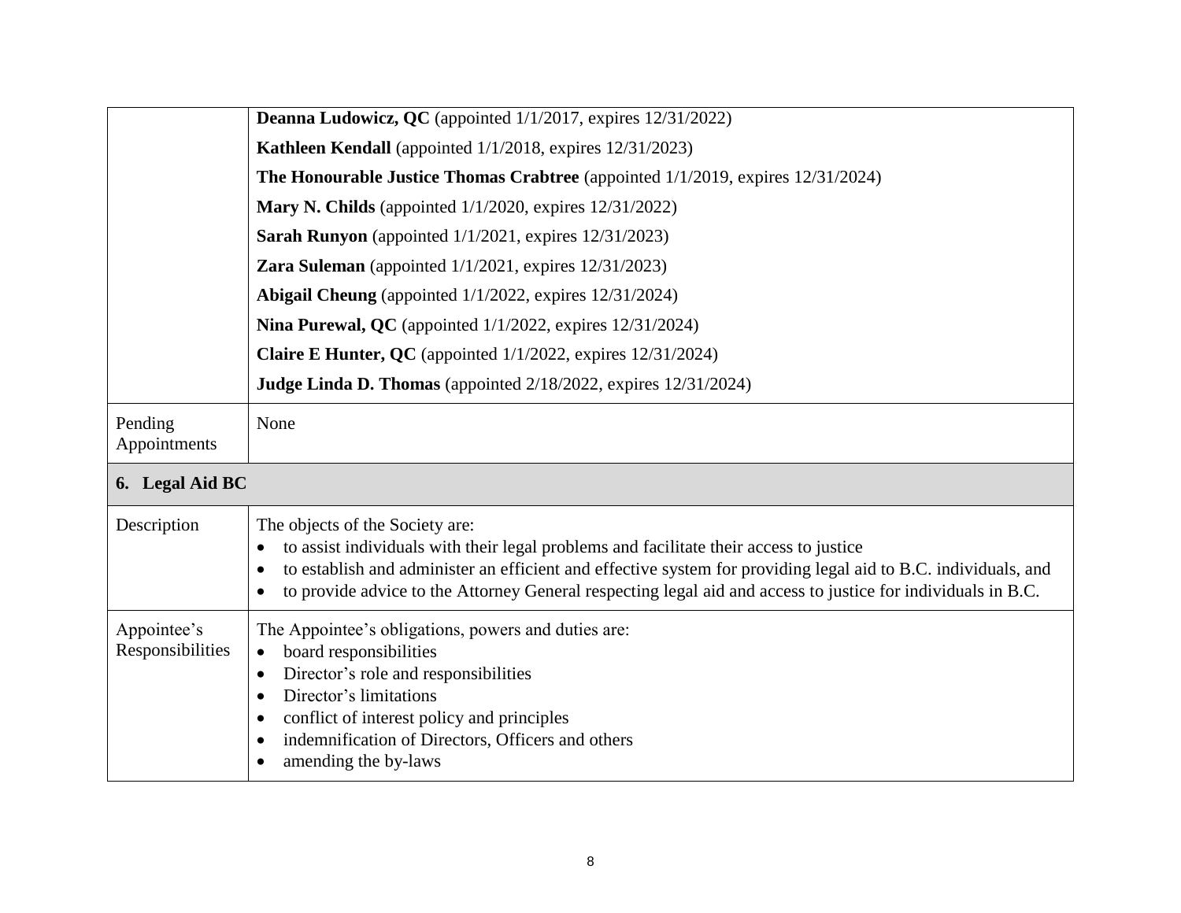| | |
|---|---|
| | **Deanna Ludowicz, QC** (appointed 1/1/2017, expires 12/31/2022)<br>**Kathleen Kendall** (appointed 1/1/2018, expires 12/31/2023)<br>**The Honourable Justice Thomas Crabtree** (appointed 1/1/2019, expires 12/31/2024)<br>**Mary N. Childs** (appointed 1/1/2020, expires 12/31/2022)<br>**Sarah Runyon** (appointed 1/1/2021, expires 12/31/2023)<br>**Zara Suleman** (appointed 1/1/2021, expires 12/31/2023)<br>**Abigail Cheung** (appointed 1/1/2022, expires 12/31/2024)<br>**Nina Purewal, QC** (appointed 1/1/2022, expires 12/31/2024)<br>**Claire E Hunter, QC** (appointed 1/1/2022, expires 12/31/2024)<br>**Judge Linda D. Thomas** (appointed 2/18/2022, expires 12/31/2024) |
| Pending Appointments | None |
| **6. Legal Aid BC** | |
| Description | The objects of the Society are:<br>• to assist individuals with their legal problems and facilitate their access to justice<br>• to establish and administer an efficient and effective system for providing legal aid to B.C. individuals, and<br>• to provide advice to the Attorney General respecting legal aid and access to justice for individuals in B.C. |
| Appointee's Responsibilities | The Appointee's obligations, powers and duties are:<br>• board responsibilities<br>• Director's role and responsibilities<br>• Director's limitations<br>• conflict of interest policy and principles<br>• indemnification of Directors, Officers and others<br>• amending the by-laws |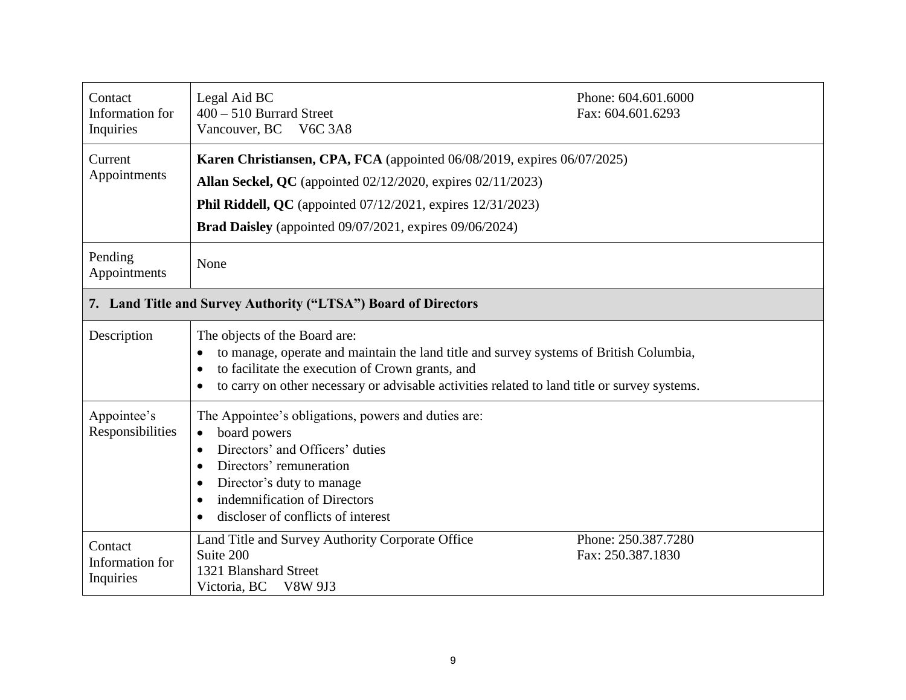| | | |
|---|---|---|
| Contact Information for Inquiries | Legal Aid BC<br>400 – 510 Burrard Street<br>Vancouver, BC V6C 3A8 | Phone: 604.601.6000<br>Fax: 604.601.6293 |
| Current Appointments | **Karen Christiansen, CPA, FCA** (appointed 06/08/2019, expires 06/07/2025)<br>**Allan Seckel, QC** (appointed 02/12/2020, expires 02/11/2023)<br>**Phil Riddell, QC** (appointed 07/12/2021, expires 12/31/2023)<br>**Brad Daisley** (appointed 09/07/2021, expires 09/06/2024) | |
| Pending Appointments | None | |

## 7. Land Title and Survey Authority ("LTSA") Board of Directors

| | | |
|---|---|---|
| Description | The objects of the Board are:<br>• to manage, operate and maintain the land title and survey systems of British Columbia,<br>• to facilitate the execution of Crown grants, and<br>• to carry on other necessary or advisable activities related to land title or survey systems. | |
| Appointee's Responsibilities | The Appointee's obligations, powers and duties are:<br>• board powers<br>• Directors' and Officers' duties<br>• Directors' remuneration<br>• Director's duty to manage<br>• indemnification of Directors<br>• discloser of conflicts of interest | |
| Contact Information for Inquiries | Land Title and Survey Authority Corporate Office<br>Suite 200<br>1321 Blanshard Street<br>Victoria, BC V8W 9J3 | Phone: 250.387.7280<br>Fax: 250.387.1830 |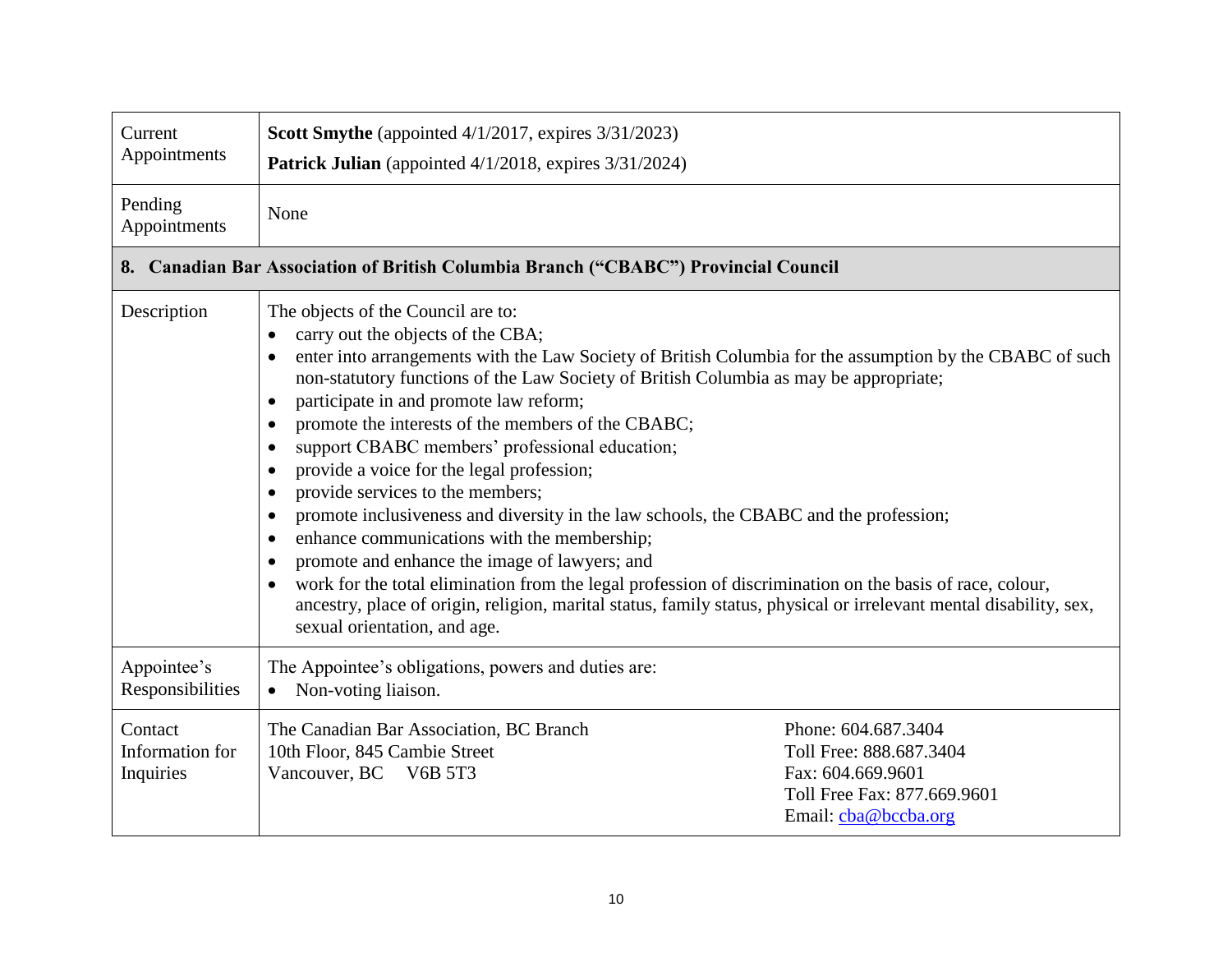| | |
|---|---|
| Current Appointments | **Scott Smythe** (appointed 4/1/2017, expires 3/31/2023)<br>**Patrick Julian** (appointed 4/1/2018, expires 3/31/2024) |
| Pending Appointments | None |

## 8. Canadian Bar Association of British Columbia Branch ("CBABC") Provincial Council

| | | |
|---|---|---|
| Description | The objects of the Council are to:<br>• carry out the objects of the CBA;<br>• enter into arrangements with the Law Society of British Columbia for the assumption by the CBABC of such non-statutory functions of the Law Society of British Columbia as may be appropriate;<br>• participate in and promote law reform;<br>• promote the interests of the members of the CBABC;<br>• support CBABC members' professional education;<br>• provide a voice for the legal profession;<br>• provide services to the members;<br>• promote inclusiveness and diversity in the law schools, the CBABC and the profession;<br>• enhance communications with the membership;<br>• promote and enhance the image of lawyers; and<br>• work for the total elimination from the legal profession of discrimination on the basis of race, colour, ancestry, place of origin, religion, marital status, family status, physical or irrelevant mental disability, sex, sexual orientation, and age. | |
| Appointee's Responsibilities | The Appointee's obligations, powers and duties are:<br>• Non-voting liaison. | |
| Contact Information for Inquiries | The Canadian Bar Association, BC Branch<br>10th Floor, 845 Cambie Street<br>Vancouver, BC V6B 5T3 | Phone: 604.687.3404<br>Toll Free: 888.687.3404<br>Fax: 604.669.9601<br>Toll Free Fax: 877.669.9601<br>Email: cba@bccba.org |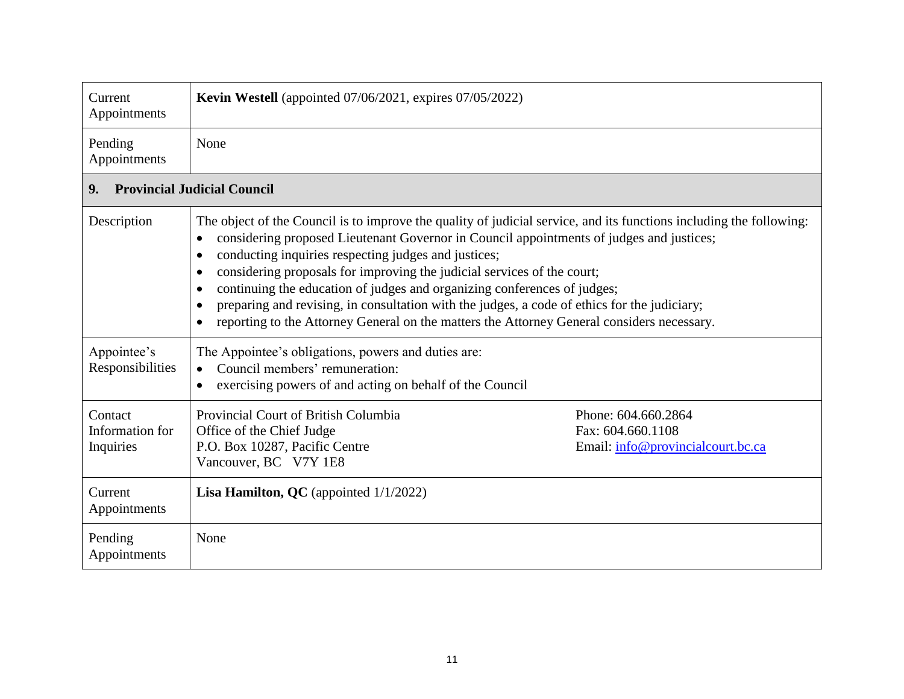| | |
|---|---|
| Current Appointments | **Kevin Westell** (appointed 07/06/2021, expires 07/05/2022) |
| Pending Appointments | None |
| **9. Provincial Judicial Council** | |
| Description | The object of the Council is to improve the quality of judicial service, and its functions including the following:<br>• considering proposed Lieutenant Governor in Council appointments of judges and justices;<br>• conducting inquiries respecting judges and justices;<br>• considering proposals for improving the judicial services of the court;<br>• continuing the education of judges and organizing conferences of judges;<br>• preparing and revising, in consultation with the judges, a code of ethics for the judiciary;<br>• reporting to the Attorney General on the matters the Attorney General considers necessary. |
| Appointee's Responsibilities | The Appointee's obligations, powers and duties are:<br>• Council members' remuneration:<br>• exercising powers of and acting on behalf of the Council |
| Contact Information for Inquiries | Provincial Court of British Columbia<br>Office of the Chief Judge<br>P.O. Box 10287, Pacific Centre<br>Vancouver, BC V7Y 1E8<br><br>Phone: 604.660.2864<br>Fax: 604.660.1108<br>Email: info@provincialcourt.bc.ca |
| Current Appointments | **Lisa Hamilton, QC** (appointed 1/1/2022) |
| Pending Appointments | None |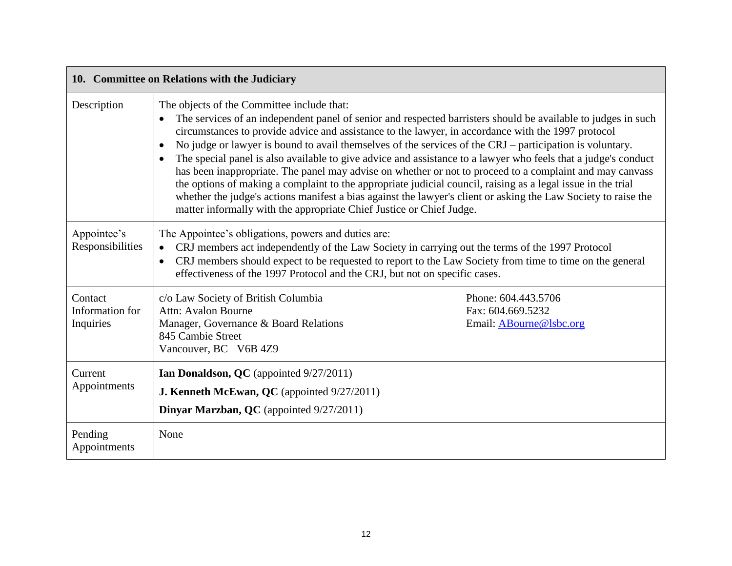| 10. Committee on Relations with the Judiciary | |
|---|---|
| Description | The objects of the Committee include that:<br>• The services of an independent panel of senior and respected barristers should be available to judges in such circumstances to provide advice and assistance to the lawyer, in accordance with the 1997 protocol<br>• No judge or lawyer is bound to avail themselves of the services of the CRJ – participation is voluntary.<br>• The special panel is also available to give advice and assistance to a lawyer who feels that a judge's conduct has been inappropriate. The panel may advise on whether or not to proceed to a complaint and may canvass the options of making a complaint to the appropriate judicial council, raising as a legal issue in the trial whether the judge's actions manifest a bias against the lawyer's client or asking the Law Society to raise the matter informally with the appropriate Chief Justice or Chief Judge. |
| Appointee's Responsibilities | The Appointee's obligations, powers and duties are:<br>• CRJ members act independently of the Law Society in carrying out the terms of the 1997 Protocol<br>• CRJ members should expect to be requested to report to the Law Society from time to time on the general effectiveness of the 1997 Protocol and the CRJ, but not on specific cases. |
| Contact Information for Inquiries | c/o Law Society of British Columbia<br>Attn: Avalon Bourne<br>Manager, Governance & Board Relations<br>845 Cambie Street<br>Vancouver, BC V6B 4Z9<br><br>Phone: 604.443.5706<br>Fax: 604.669.5232<br>Email: ABourne@lsbc.org |
| Current Appointments | **Ian Donaldson, QC** (appointed 9/27/2011)<br>**J. Kenneth McEwan, QC** (appointed 9/27/2011)<br>**Dinyar Marzban, QC** (appointed 9/27/2011) |
| Pending Appointments | None |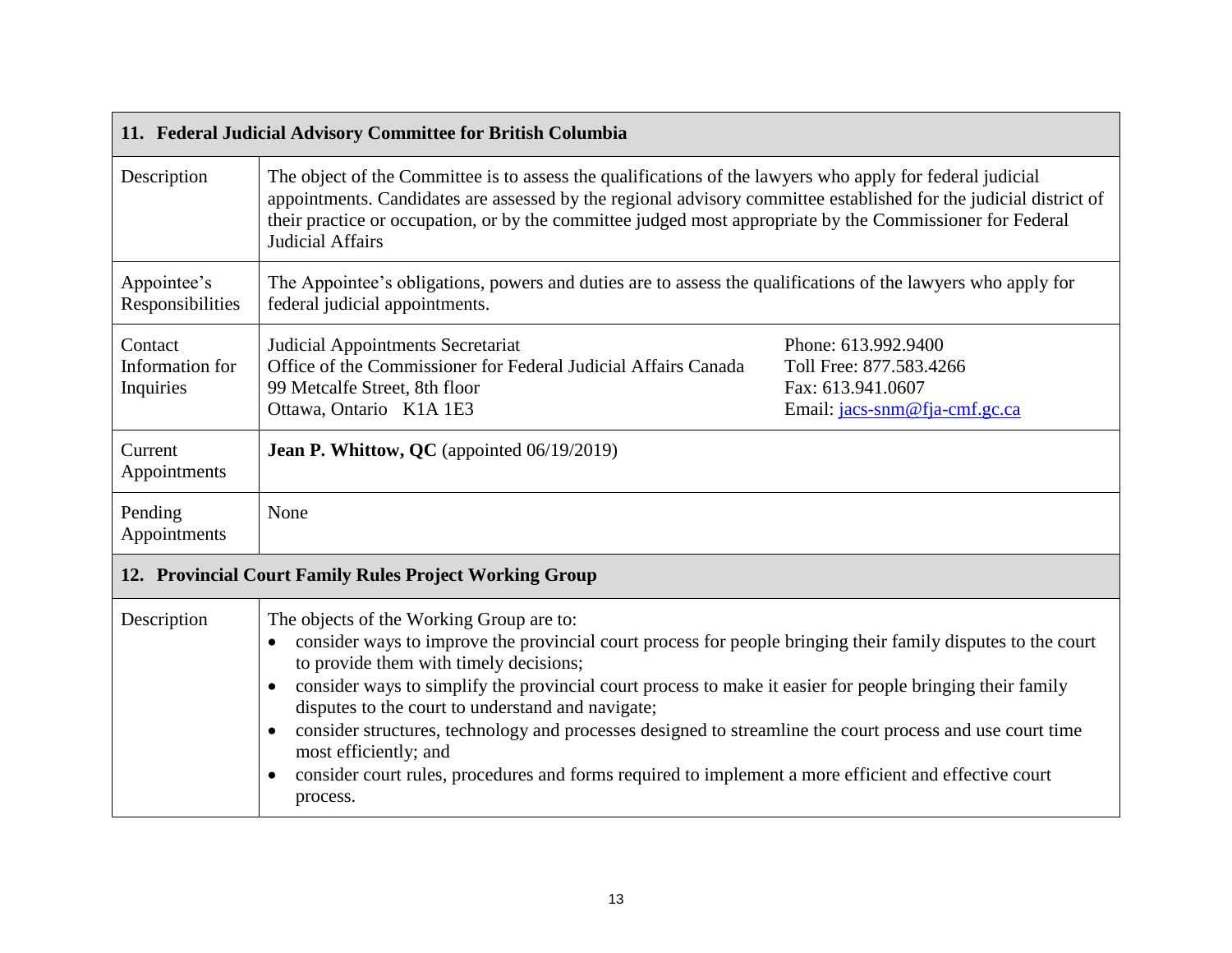| 11. Federal Judicial Advisory Committee for British Columbia | | |
|---|---|---|
| Description | The object of the Committee is to assess the qualifications of the lawyers who apply for federal judicial appointments. Candidates are assessed by the regional advisory committee established for the judicial district of their practice or occupation, or by the committee judged most appropriate by the Commissioner for Federal Judicial Affairs | |
| Appointee's Responsibilities | The Appointee's obligations, powers and duties are to assess the qualifications of the lawyers who apply for federal judicial appointments. | |
| Contact Information for Inquiries | Judicial Appointments Secretariat<br>Office of the Commissioner for Federal Judicial Affairs Canada<br>99 Metcalfe Street, 8th floor<br>Ottawa, Ontario K1A 1E3 | Phone: 613.992.9400<br>Toll Free: 877.583.4266<br>Fax: 613.941.0607<br>Email: jacs-snm@fja-cmf.gc.ca |
| Current Appointments | **Jean P. Whittow, QC** (appointed 06/19/2019) | |
| Pending Appointments | None | |

| 12. Provincial Court Family Rules Project Working Group | |
|---|---|
| Description | The objects of the Working Group are to:<br>• consider ways to improve the provincial court process for people bringing their family disputes to the court to provide them with timely decisions;<br>• consider ways to simplify the provincial court process to make it easier for people bringing their family disputes to the court to understand and navigate;<br>• consider structures, technology and processes designed to streamline the court process and use court time most efficiently; and<br>• consider court rules, procedures and forms required to implement a more efficient and effective court process. |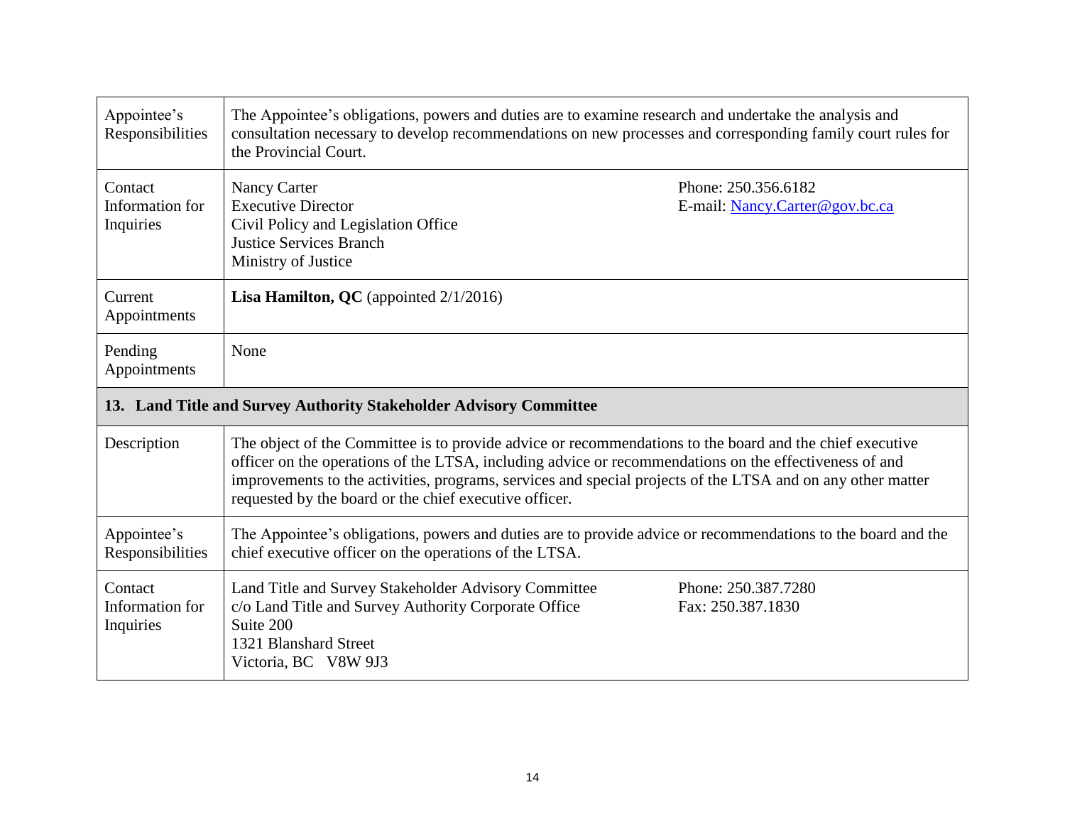| | |
|---|---|
| Appointee's Responsibilities | The Appointee's obligations, powers and duties are to examine research and undertake the analysis and consultation necessary to develop recommendations on new processes and corresponding family court rules for the Provincial Court. |
| Contact Information for Inquiries | Nancy Carter<br>Executive Director<br>Civil Policy and Legislation Office<br>Justice Services Branch<br>Ministry of Justice<br><br>Phone: 250.356.6182<br>E-mail: Nancy.Carter@gov.bc.ca |
| Current Appointments | **Lisa Hamilton, QC** (appointed 2/1/2016) |
| Pending Appointments | None |

## 13. Land Title and Survey Authority Stakeholder Advisory Committee

| | |
|---|---|
| Description | The object of the Committee is to provide advice or recommendations to the board and the chief executive officer on the operations of the LTSA, including advice or recommendations on the effectiveness of and improvements to the activities, programs, services and special projects of the LTSA and on any other matter requested by the board or the chief executive officer. |
| Appointee's Responsibilities | The Appointee's obligations, powers and duties are to provide advice or recommendations to the board and the chief executive officer on the operations of the LTSA. |
| Contact Information for Inquiries | Land Title and Survey Stakeholder Advisory Committee<br>c/o Land Title and Survey Authority Corporate Office<br>Suite 200<br>1321 Blanshard Street<br>Victoria, BC V8W 9J3<br><br>Phone: 250.387.7280<br>Fax: 250.387.1830 |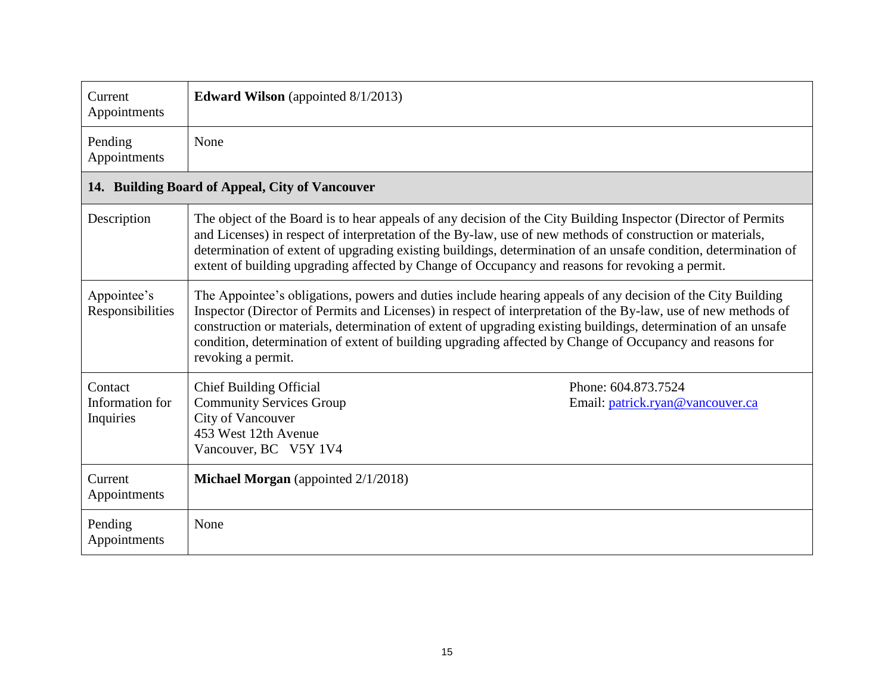| | |
|---|---|
| Current Appointments | **Edward Wilson** (appointed 8/1/2013) |
| Pending Appointments | None |

## 14. Building Board of Appeal, City of Vancouver

| | | |
|---|---|---|
| Description | The object of the Board is to hear appeals of any decision of the City Building Inspector (Director of Permits and Licenses) in respect of interpretation of the By-law, use of new methods of construction or materials, determination of extent of upgrading existing buildings, determination of an unsafe condition, determination of extent of building upgrading affected by Change of Occupancy and reasons for revoking a permit. | |
| Appointee's Responsibilities | The Appointee's obligations, powers and duties include hearing appeals of any decision of the City Building Inspector (Director of Permits and Licenses) in respect of interpretation of the By-law, use of new methods of construction or materials, determination of extent of upgrading existing buildings, determination of an unsafe condition, determination of extent of building upgrading affected by Change of Occupancy and reasons for revoking a permit. | |
| Contact Information for Inquiries | Chief Building Official<br>Community Services Group<br>City of Vancouver<br>453 West 12th Avenue<br>Vancouver, BC V5Y 1V4 | Phone: 604.873.7524<br>Email: patrick.ryan@vancouver.ca |
| Current Appointments | **Michael Morgan** (appointed 2/1/2018) | |
| Pending Appointments | None | |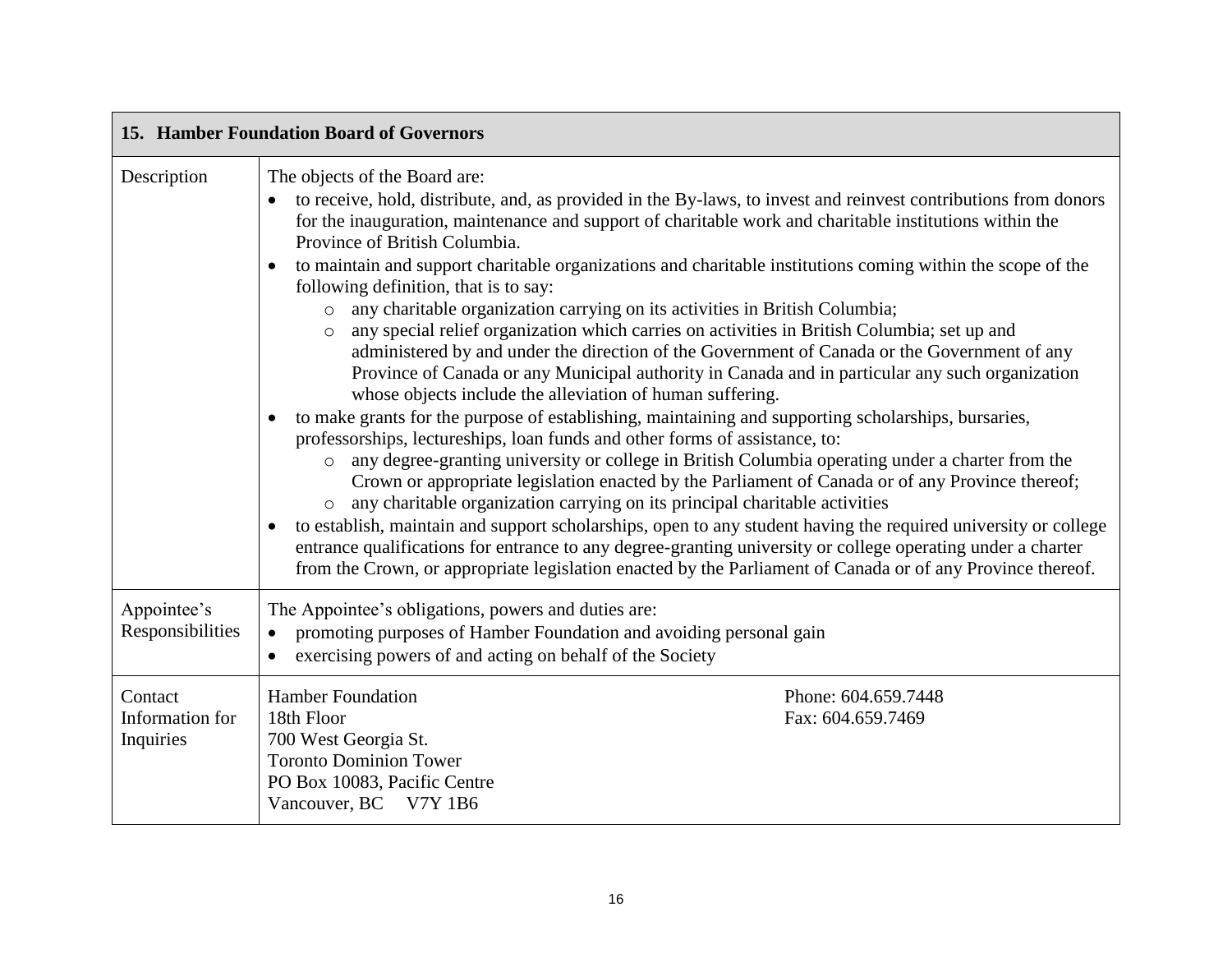| 15. Hamber Foundation Board of Governors | |
|---|---|
| Description | The objects of the Board are:<br>• to receive, hold, distribute, and, as provided in the By-laws, to invest and reinvest contributions from donors for the inauguration, maintenance and support of charitable work and charitable institutions within the Province of British Columbia.<br>• to maintain and support charitable organizations and charitable institutions coming within the scope of the following definition, that is to say:<br>  ○ any charitable organization carrying on its activities in British Columbia;<br>  ○ any special relief organization which carries on activities in British Columbia; set up and administered by and under the direction of the Government of Canada or the Government of any Province of Canada or any Municipal authority in Canada and in particular any such organization whose objects include the alleviation of human suffering.<br>• to make grants for the purpose of establishing, maintaining and supporting scholarships, bursaries, professorships, lectureships, loan funds and other forms of assistance, to:<br>  ○ any degree-granting university or college in British Columbia operating under a charter from the Crown or appropriate legislation enacted by the Parliament of Canada or of any Province thereof;<br>  ○ any charitable organization carrying on its principal charitable activities<br>• to establish, maintain and support scholarships, open to any student having the required university or college entrance qualifications for entrance to any degree-granting university or college operating under a charter from the Crown, or appropriate legislation enacted by the Parliament of Canada or of any Province thereof. |
| Appointee's Responsibilities | The Appointee's obligations, powers and duties are:<br>• promoting purposes of Hamber Foundation and avoiding personal gain<br>• exercising powers of and acting on behalf of the Society |
| Contact Information for Inquiries | Hamber Foundation<br>18th Floor<br>700 West Georgia St.<br>Toronto Dominion Tower<br>PO Box 10083, Pacific Centre<br>Vancouver, BC V7Y 1B6<br><br>Phone: 604.659.7448<br>Fax: 604.659.7469 |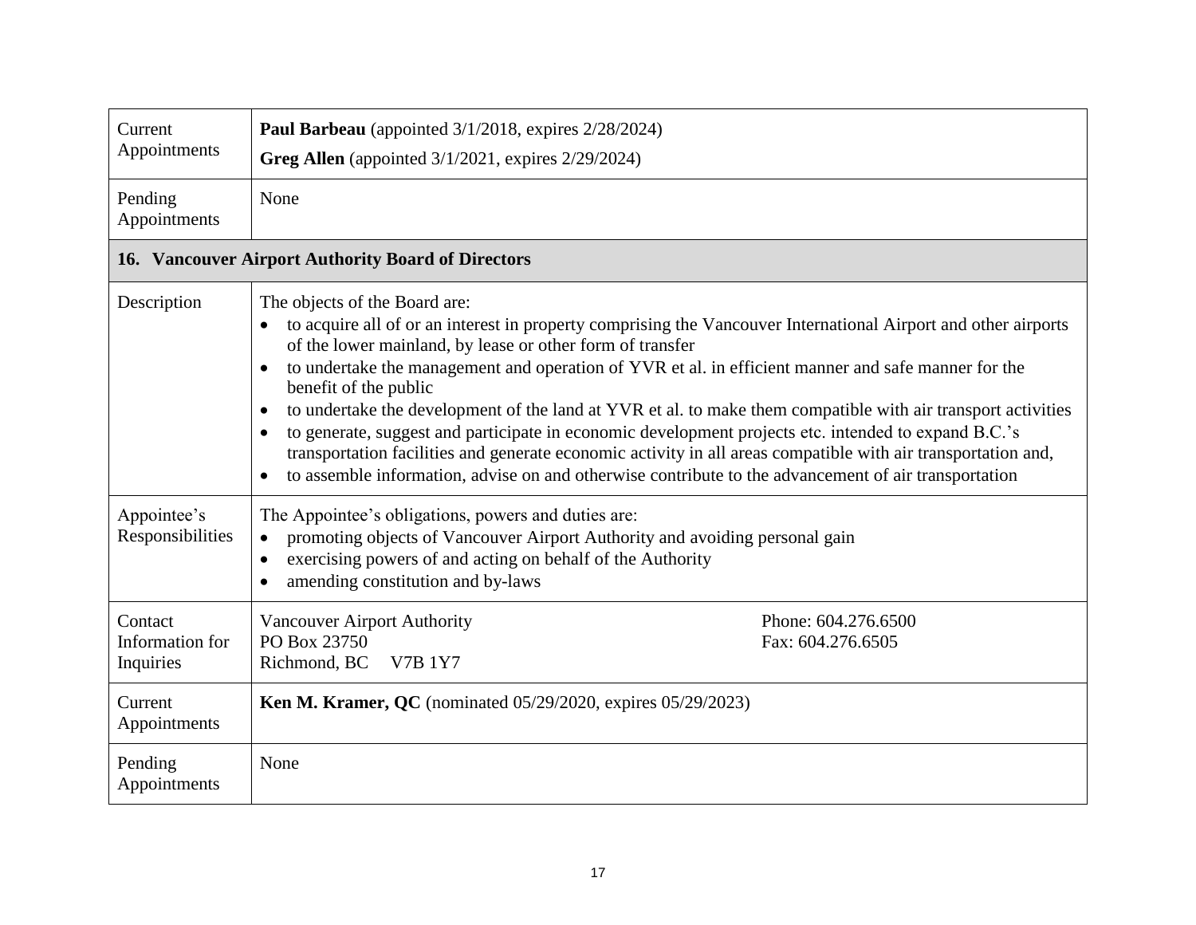| | |
|---|---|
| Current Appointments | **Paul Barbeau** (appointed 3/1/2018, expires 2/28/2024)<br>**Greg Allen** (appointed 3/1/2021, expires 2/29/2024) |
| Pending Appointments | None |
| **16. Vancouver Airport Authority Board of Directors** | |
| Description | The objects of the Board are:<br>• to acquire all of or an interest in property comprising the Vancouver International Airport and other airports of the lower mainland, by lease or other form of transfer<br>• to undertake the management and operation of YVR et al. in efficient manner and safe manner for the benefit of the public<br>• to undertake the development of the land at YVR et al. to make them compatible with air transport activities<br>• to generate, suggest and participate in economic development projects etc. intended to expand B.C.'s transportation facilities and generate economic activity in all areas compatible with air transportation and,<br>• to assemble information, advise on and otherwise contribute to the advancement of air transportation |
| Appointee's Responsibilities | The Appointee's obligations, powers and duties are:<br>• promoting objects of Vancouver Airport Authority and avoiding personal gain<br>• exercising powers of and acting on behalf of the Authority<br>• amending constitution and by-laws |
| Contact Information for Inquiries | Vancouver Airport Authority<br>PO Box 23750<br>Richmond, BC V7B 1Y7<br>Phone: 604.276.6500<br>Fax: 604.276.6505 |
| Current Appointments | **Ken M. Kramer, QC** (nominated 05/29/2020, expires 05/29/2023) |
| Pending Appointments | None |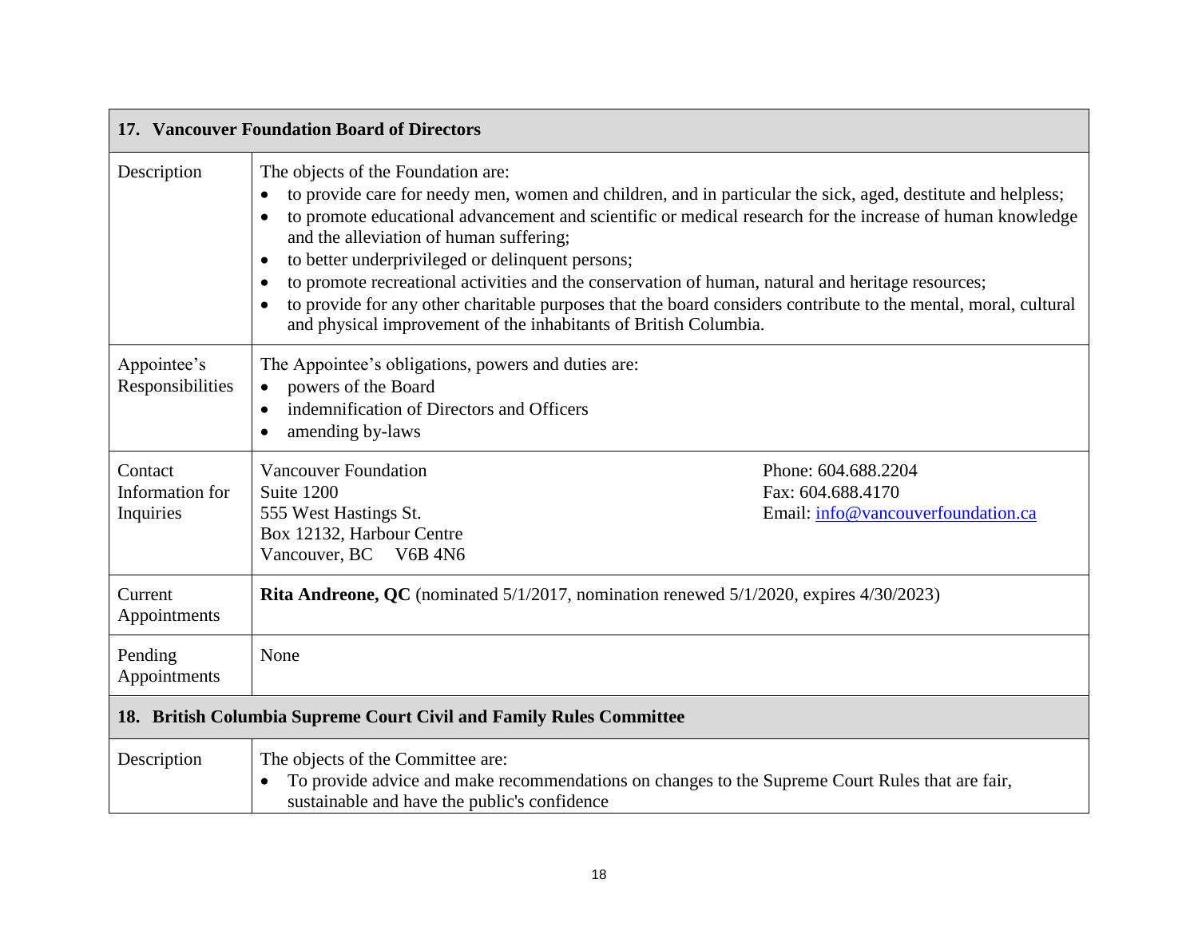| 17. Vancouver Foundation Board of Directors | |
|---|---|
| Description | The objects of the Foundation are:<br>• to provide care for needy men, women and children, and in particular the sick, aged, destitute and helpless;<br>• to promote educational advancement and scientific or medical research for the increase of human knowledge and the alleviation of human suffering;<br>• to better underprivileged or delinquent persons;<br>• to promote recreational activities and the conservation of human, natural and heritage resources;<br>• to provide for any other charitable purposes that the board considers contribute to the mental, moral, cultural and physical improvement of the inhabitants of British Columbia. |
| Appointee's Responsibilities | The Appointee's obligations, powers and duties are:<br>• powers of the Board<br>• indemnification of Directors and Officers<br>• amending by-laws |
| Contact Information for Inquiries | Vancouver Foundation<br>Suite 1200<br>555 West Hastings St.<br>Box 12132, Harbour Centre<br>Vancouver, BC V6B 4N6<br><br>Phone: 604.688.2204<br>Fax: 604.688.4170<br>Email: info@vancouverfoundation.ca |
| Current Appointments | **Rita Andreone, QC** (nominated 5/1/2017, nomination renewed 5/1/2020, expires 4/30/2023) |
| Pending Appointments | None |

| 18. British Columbia Supreme Court Civil and Family Rules Committee | |
|---|---|
| Description | The objects of the Committee are:<br>• To provide advice and make recommendations on changes to the Supreme Court Rules that are fair, sustainable and have the public's confidence |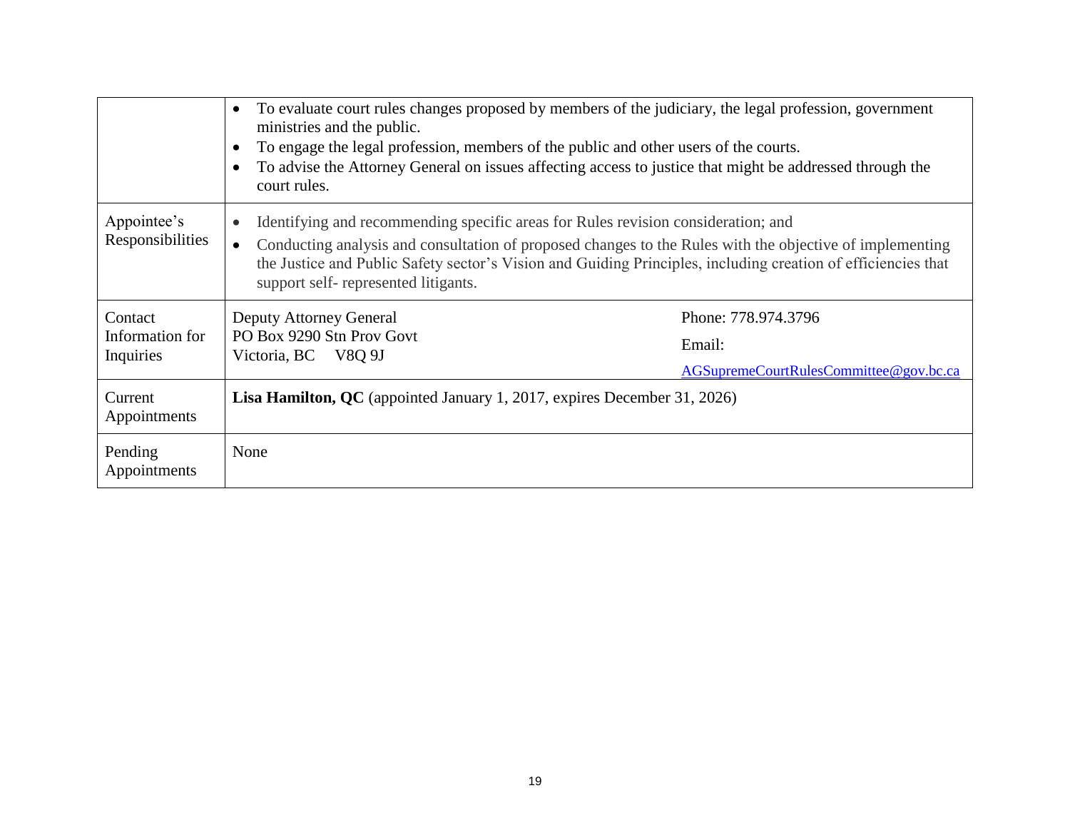| | | |
|---|---|---|
| | • To evaluate court rules changes proposed by members of the judiciary, the legal profession, government ministries and the public.<br>• To engage the legal profession, members of the public and other users of the courts.<br>• To advise the Attorney General on issues affecting access to justice that might be addressed through the court rules. | |
| Appointee's Responsibilities | • Identifying and recommending specific areas for Rules revision consideration; and<br>• Conducting analysis and consultation of proposed changes to the Rules with the objective of implementing the Justice and Public Safety sector's Vision and Guiding Principles, including creation of efficiencies that support self- represented litigants. | |
| Contact Information for Inquiries | Deputy Attorney General<br>PO Box 9290 Stn Prov Govt<br>Victoria, BC V8Q 9J | Phone: 778.974.3796<br>Email:<br>AGSupremeCourtRulesCommittee@gov.bc.ca |
| Current Appointments | **Lisa Hamilton, QC** (appointed January 1, 2017, expires December 31, 2026) | |
| Pending Appointments | None | |